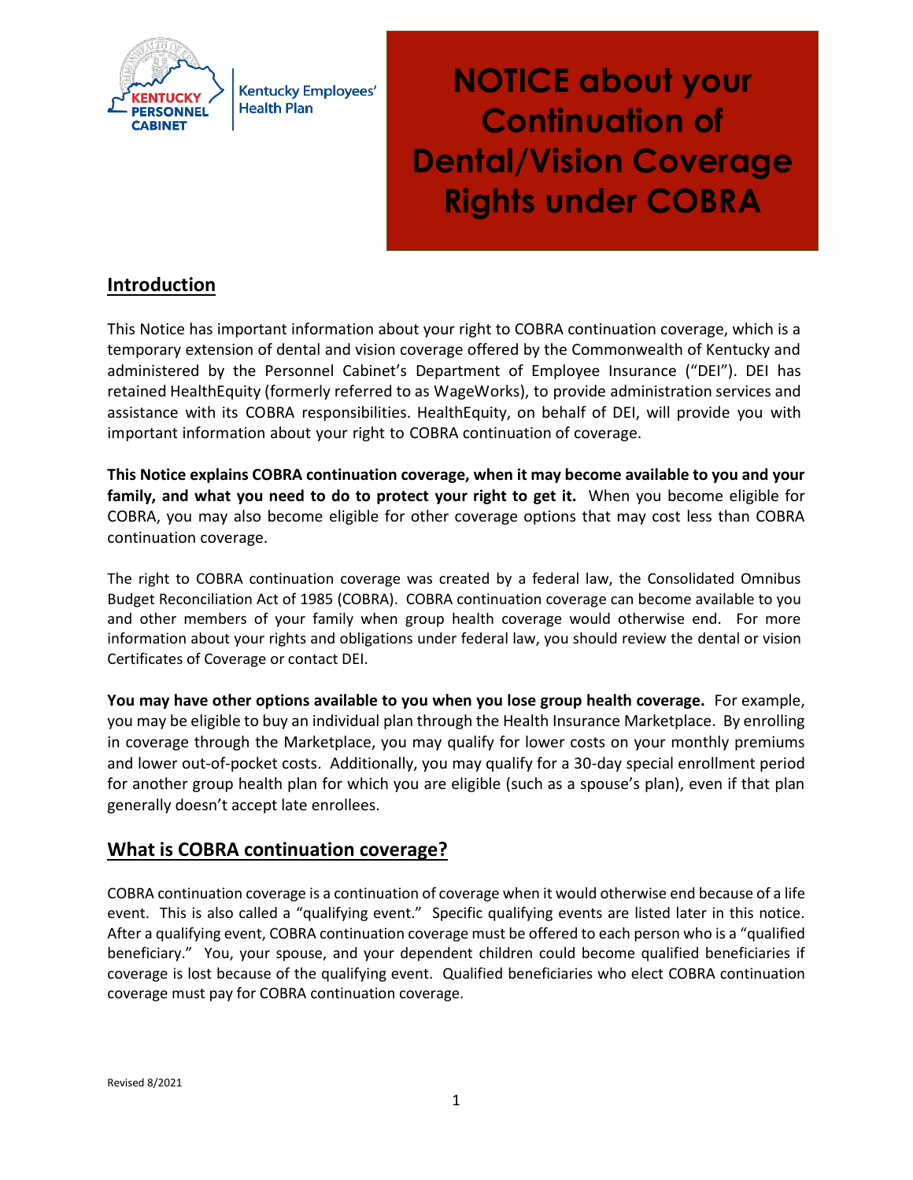Kentucky Personnel Cabinet | Kentucky Employees' Health Plan

# NOTICE about your Continuation of Dental/Vision Coverage Rights under COBRA

## Introduction

This Notice has important information about your right to COBRA continuation coverage, which is a temporary extension of dental and vision coverage offered by the Commonwealth of Kentucky and administered by the Personnel Cabinet's Department of Employee Insurance ("DEI"). DEI has retained HealthEquity (formerly referred to as WageWorks), to provide administration services and assistance with its COBRA responsibilities. HealthEquity, on behalf of DEI, will provide you with important information about your right to COBRA continuation of coverage.

**This Notice explains COBRA continuation coverage, when it may become available to you and your family, and what you need to do to protect your right to get it.** When you become eligible for COBRA, you may also become eligible for other coverage options that may cost less than COBRA continuation coverage.

The right to COBRA continuation coverage was created by a federal law, the Consolidated Omnibus Budget Reconciliation Act of 1985 (COBRA). COBRA continuation coverage can become available to you and other members of your family when group health coverage would otherwise end. For more information about your rights and obligations under federal law, you should review the dental or vision Certificates of Coverage or contact DEI.

**You may have other options available to you when you lose group health coverage.** For example, you may be eligible to buy an individual plan through the Health Insurance Marketplace. By enrolling in coverage through the Marketplace, you may qualify for lower costs on your monthly premiums and lower out-of-pocket costs. Additionally, you may qualify for a 30-day special enrollment period for another group health plan for which you are eligible (such as a spouse's plan), even if that plan generally doesn't accept late enrollees.

## What is COBRA continuation coverage?

COBRA continuation coverage is a continuation of coverage when it would otherwise end because of a life event. This is also called a "qualifying event." Specific qualifying events are listed later in this notice. After a qualifying event, COBRA continuation coverage must be offered to each person who is a "qualified beneficiary." You, your spouse, and your dependent children could become qualified beneficiaries if coverage is lost because of the qualifying event. Qualified beneficiaries who elect COBRA continuation coverage must pay for COBRA continuation coverage.

Revised 8/2021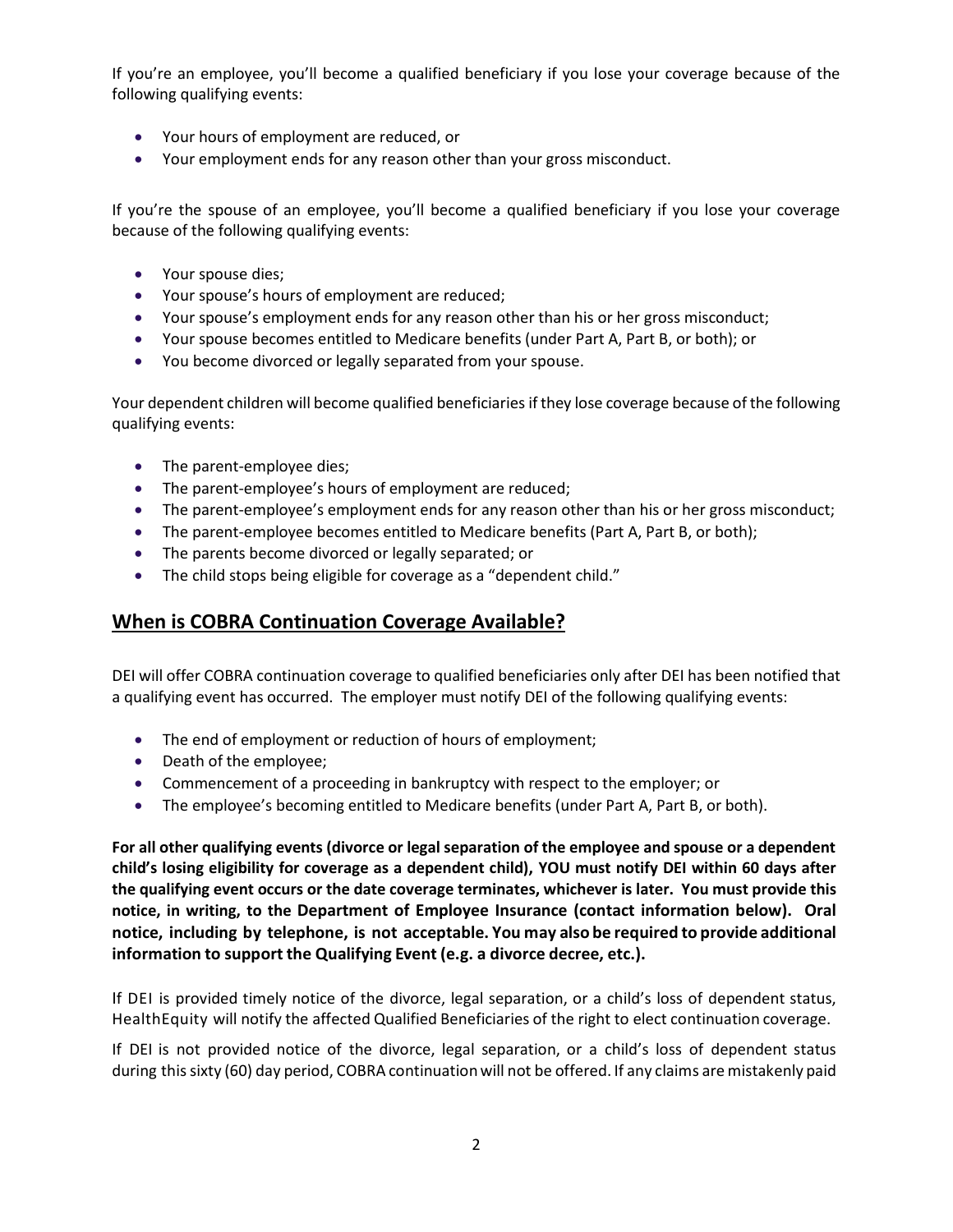If you're an employee, you'll become a qualified beneficiary if you lose your coverage because of the following qualifying events:

- Your hours of employment are reduced, or
- Your employment ends for any reason other than your gross misconduct.

If you're the spouse of an employee, you'll become a qualified beneficiary if you lose your coverage because of the following qualifying events:

- Your spouse dies;
- Your spouse's hours of employment are reduced;
- Your spouse's employment ends for any reason other than his or her gross misconduct;
- Your spouse becomes entitled to Medicare benefits (under Part A, Part B, or both); or
- You become divorced or legally separated from your spouse.

Your dependent children will become qualified beneficiaries if they lose coverage because of the following qualifying events:

- The parent-employee dies;
- The parent-employee's hours of employment are reduced;
- The parent-employee's employment ends for any reason other than his or her gross misconduct;
- The parent-employee becomes entitled to Medicare benefits (Part A, Part B, or both);
- The parents become divorced or legally separated; or
- The child stops being eligible for coverage as a "dependent child."

## When is COBRA Continuation Coverage Available?

DEI will offer COBRA continuation coverage to qualified beneficiaries only after DEI has been notified that a qualifying event has occurred. The employer must notify DEI of the following qualifying events:

- The end of employment or reduction of hours of employment;
- Death of the employee;
- Commencement of a proceeding in bankruptcy with respect to the employer; or
- The employee's becoming entitled to Medicare benefits (under Part A, Part B, or both).

**For all other qualifying events (divorce or legal separation of the employee and spouse or a dependent child's losing eligibility for coverage as a dependent child), YOU must notify DEI within 60 days after the qualifying event occurs or the date coverage terminates, whichever is later. You must provide this notice, in writing, to the Department of Employee Insurance (contact information below). Oral notice, including by telephone, is not acceptable. You may also be required to provide additional information to support the Qualifying Event (e.g. a divorce decree, etc.).**

If DEI is provided timely notice of the divorce, legal separation, or a child's loss of dependent status, HealthEquity will notify the affected Qualified Beneficiaries of the right to elect continuation coverage.

If DEI is not provided notice of the divorce, legal separation, or a child's loss of dependent status during this sixty (60) day period, COBRA continuation will not be offered. If any claims are mistakenly paid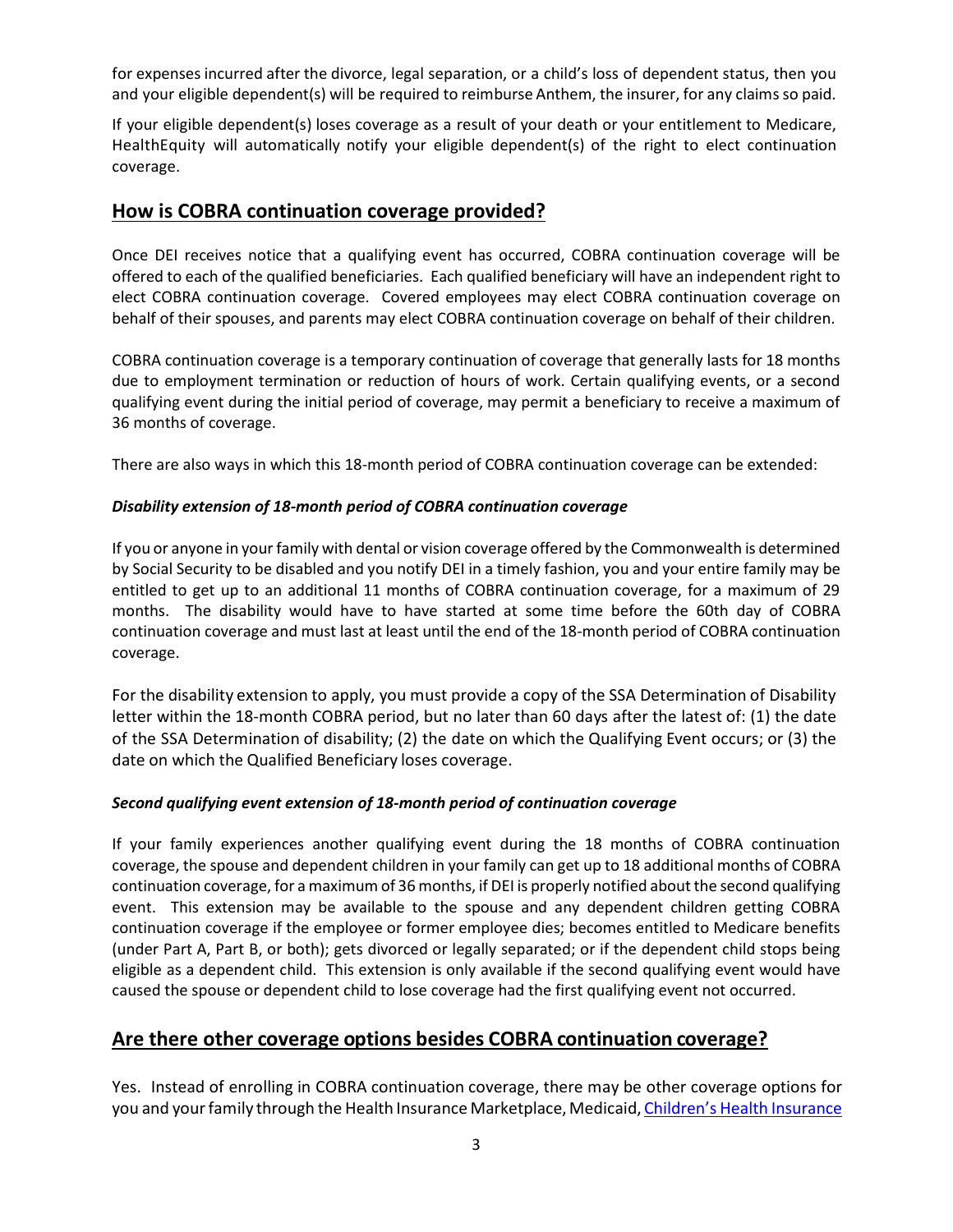for expenses incurred after the divorce, legal separation, or a child's loss of dependent status, then you and your eligible dependent(s) will be required to reimburse Anthem, the insurer, for any claims so paid.

If your eligible dependent(s) loses coverage as a result of your death or your entitlement to Medicare, HealthEquity will automatically notify your eligible dependent(s) of the right to elect continuation coverage.

## How is COBRA continuation coverage provided?

Once DEI receives notice that a qualifying event has occurred, COBRA continuation coverage will be offered to each of the qualified beneficiaries. Each qualified beneficiary will have an independent right to elect COBRA continuation coverage. Covered employees may elect COBRA continuation coverage on behalf of their spouses, and parents may elect COBRA continuation coverage on behalf of their children.

COBRA continuation coverage is a temporary continuation of coverage that generally lasts for 18 months due to employment termination or reduction of hours of work. Certain qualifying events, or a second qualifying event during the initial period of coverage, may permit a beneficiary to receive a maximum of 36 months of coverage.

There are also ways in which this 18-month period of COBRA continuation coverage can be extended:

***Disability extension of 18-month period of COBRA continuation coverage***

If you or anyone in your family with dental or vision coverage offered by the Commonwealth is determined by Social Security to be disabled and you notify DEI in a timely fashion, you and your entire family may be entitled to get up to an additional 11 months of COBRA continuation coverage, for a maximum of 29 months. The disability would have to have started at some time before the 60th day of COBRA continuation coverage and must last at least until the end of the 18-month period of COBRA continuation coverage.

For the disability extension to apply, you must provide a copy of the SSA Determination of Disability letter within the 18-month COBRA period, but no later than 60 days after the latest of: (1) the date of the SSA Determination of disability; (2) the date on which the Qualifying Event occurs; or (3) the date on which the Qualified Beneficiary loses coverage.

***Second qualifying event extension of 18-month period of continuation coverage***

If your family experiences another qualifying event during the 18 months of COBRA continuation coverage, the spouse and dependent children in your family can get up to 18 additional months of COBRA continuation coverage, for a maximum of 36 months, if DEI is properly notified about the second qualifying event. This extension may be available to the spouse and any dependent children getting COBRA continuation coverage if the employee or former employee dies; becomes entitled to Medicare benefits (under Part A, Part B, or both); gets divorced or legally separated; or if the dependent child stops being eligible as a dependent child. This extension is only available if the second qualifying event would have caused the spouse or dependent child to lose coverage had the first qualifying event not occurred.

## Are there other coverage options besides COBRA continuation coverage?

Yes. Instead of enrolling in COBRA continuation coverage, there may be other coverage options for you and your family through the Health Insurance Marketplace, Medicaid, Children's Health Insurance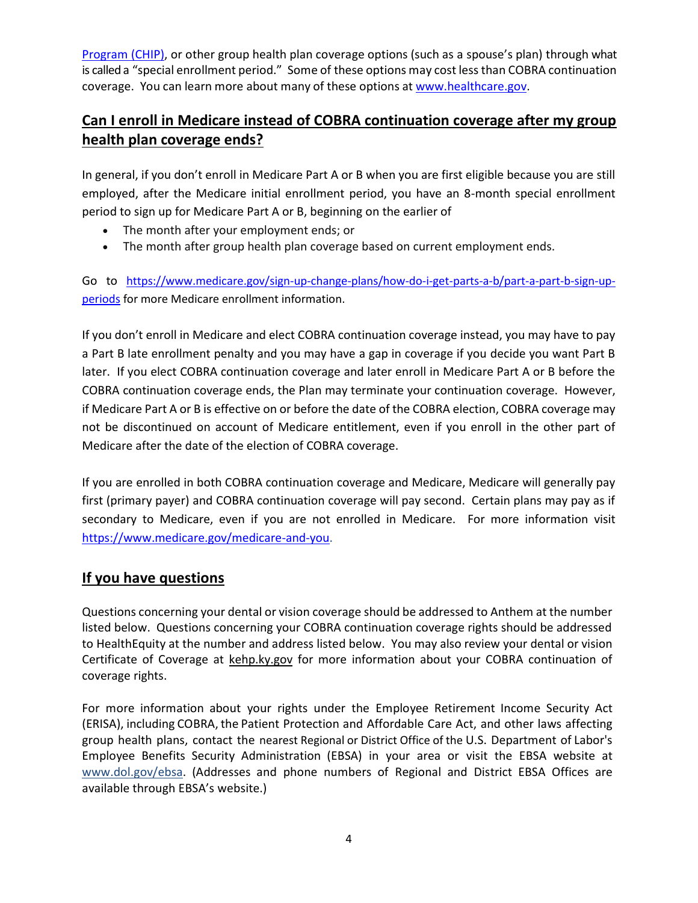[Program (CHIP)](), or other group health plan coverage options (such as a spouse's plan) through what is called a "special enrollment period." Some of these options may cost less than COBRA continuation coverage. You can learn more about many of these options at [www.healthcare.gov](www.healthcare.gov).

## Can I enroll in Medicare instead of COBRA continuation coverage after my group health plan coverage ends?

In general, if you don't enroll in Medicare Part A or B when you are first eligible because you are still employed, after the Medicare initial enrollment period, you have an 8-month special enrollment period to sign up for Medicare Part A or B, beginning on the earlier of

- The month after your employment ends; or
- The month after group health plan coverage based on current employment ends.

Go to [https://www.medicare.gov/sign-up-change-plans/how-do-i-get-parts-a-b/part-a-part-b-sign-up-periods](https://www.medicare.gov/sign-up-change-plans/how-do-i-get-parts-a-b/part-a-part-b-sign-up-periods) for more Medicare enrollment information.

If you don't enroll in Medicare and elect COBRA continuation coverage instead, you may have to pay a Part B late enrollment penalty and you may have a gap in coverage if you decide you want Part B later. If you elect COBRA continuation coverage and later enroll in Medicare Part A or B before the COBRA continuation coverage ends, the Plan may terminate your continuation coverage. However, if Medicare Part A or B is effective on or before the date of the COBRA election, COBRA coverage may not be discontinued on account of Medicare entitlement, even if you enroll in the other part of Medicare after the date of the election of COBRA coverage.

If you are enrolled in both COBRA continuation coverage and Medicare, Medicare will generally pay first (primary payer) and COBRA continuation coverage will pay second. Certain plans may pay as if secondary to Medicare, even if you are not enrolled in Medicare. For more information visit [https://www.medicare.gov/medicare-and-you](https://www.medicare.gov/medicare-and-you).

## If you have questions

Questions concerning your dental or vision coverage should be addressed to Anthem at the number listed below. Questions concerning your COBRA continuation coverage rights should be addressed to HealthEquity at the number and address listed below. You may also review your dental or vision Certificate of Coverage at kehp.ky.gov for more information about your COBRA continuation of coverage rights.

For more information about your rights under the Employee Retirement Income Security Act (ERISA), including COBRA, the Patient Protection and Affordable Care Act, and other laws affecting group health plans, contact the nearest Regional or District Office of the U.S. Department of Labor's Employee Benefits Security Administration (EBSA) in your area or visit the EBSA website at [www.dol.gov/ebsa](www.dol.gov/ebsa). (Addresses and phone numbers of Regional and District EBSA Offices are available through EBSA's website.)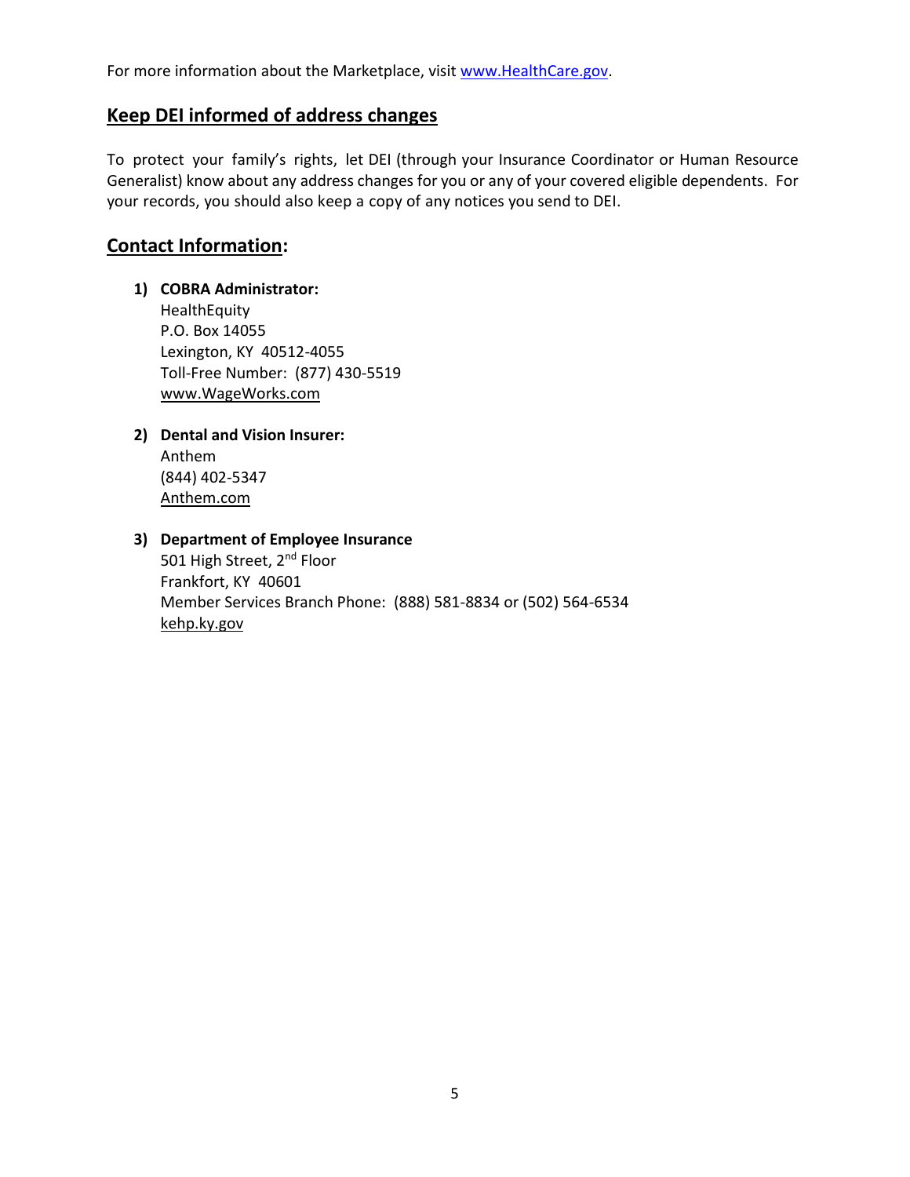For more information about the Marketplace, visit www.HealthCare.gov.

## Keep DEI informed of address changes

To protect your family's rights, let DEI (through your Insurance Coordinator or Human Resource Generalist) know about any address changes for you or any of your covered eligible dependents. For your records, you should also keep a copy of any notices you send to DEI.

## Contact Information:

1) **COBRA Administrator:**
   HealthEquity
   P.O. Box 14055
   Lexington, KY 40512-4055
   Toll-Free Number: (877) 430-5519
   www.WageWorks.com

2) **Dental and Vision Insurer:**
   Anthem
   (844) 402-5347
   Anthem.com

3) **Department of Employee Insurance**
   501 High Street, 2nd Floor
   Frankfort, KY 40601
   Member Services Branch Phone: (888) 581-8834 or (502) 564-6534
   kehp.ky.gov